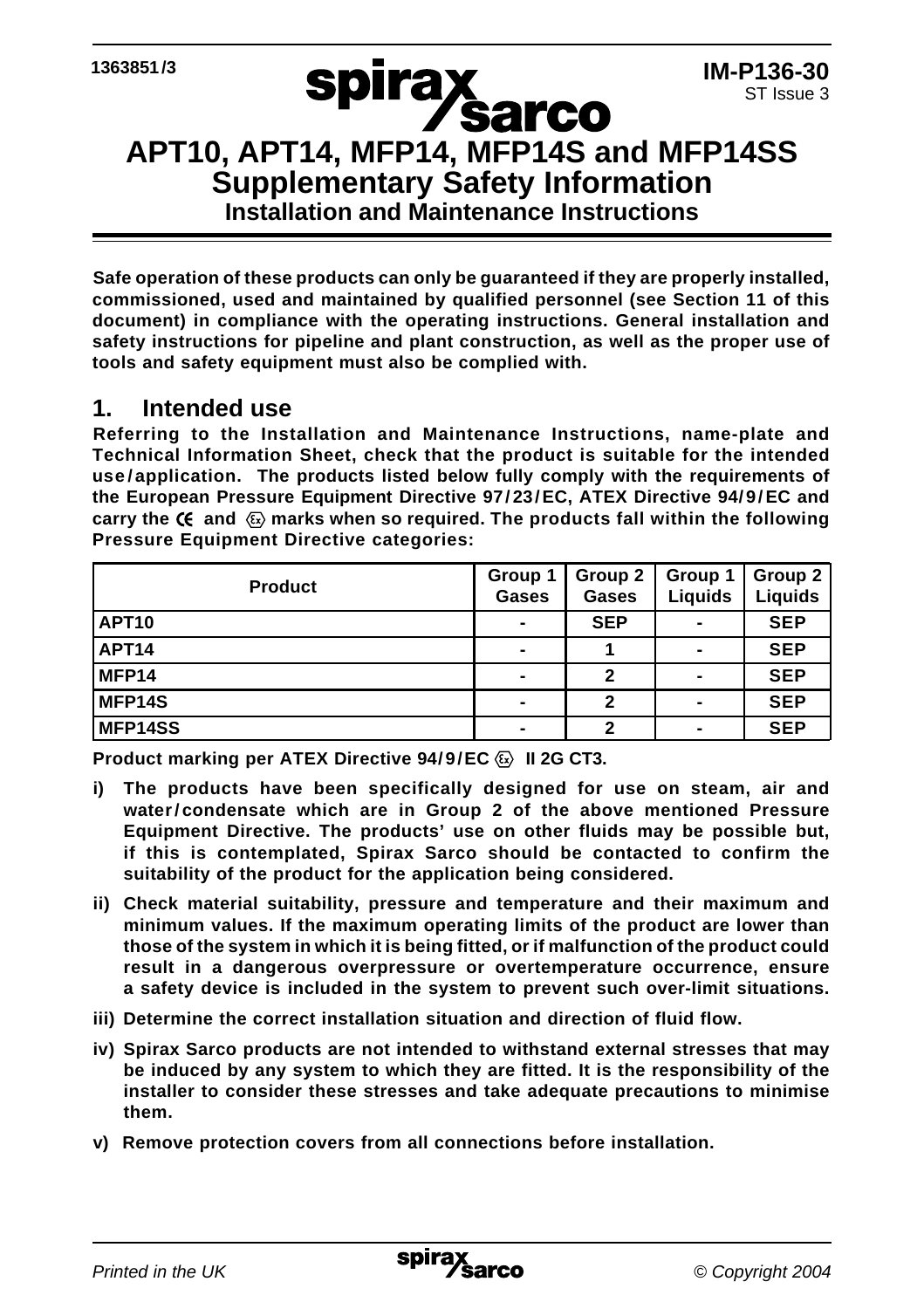1363851/3

**IM-P136-30**
ST Issue 3

# APT10, APT14, MFP14, MFP14S and MFP14SS Supplementary Safety Information

## Installation and Maintenance Instructions

**Safe operation of these products can only be guaranteed if they are properly installed, commissioned, used and maintained by qualified personnel (see Section 11 of this document) in compliance with the operating instructions. General installation and safety instructions for pipeline and plant construction, as well as the proper use of tools and safety equipment must also be complied with.**

## 1. Intended use

**Referring to the Installation and Maintenance Instructions, name-plate and Technical Information Sheet, check that the product is suitable for the intended use/application. The products listed below fully comply with the requirements of the European Pressure Equipment Directive 97/23/EC, ATEX Directive 94/9/EC and carry the CE and Ex marks when so required. The products fall within the following Pressure Equipment Directive categories:**

| Product | Group 1 Gases | Group 2 Gases | Group 1 Liquids | Group 2 Liquids |
|---|---|---|---|---|
| APT10 | - | SEP | - | SEP |
| APT14 | - | 1 | - | SEP |
| MFP14 | - | 2 | - | SEP |
| MFP14S | - | 2 | - | SEP |
| MFP14SS | - | 2 | - | SEP |

**Product marking per ATEX Directive 94/9/EC Ex II 2G CT3.**

**i) The products have been specifically designed for use on steam, air and water/condensate which are in Group 2 of the above mentioned Pressure Equipment Directive. The products' use on other fluids may be possible but, if this is contemplated, Spirax Sarco should be contacted to confirm the suitability of the product for the application being considered.**

**ii) Check material suitability, pressure and temperature and their maximum and minimum values. If the maximum operating limits of the product are lower than those of the system in which it is being fitted, or if malfunction of the product could result in a dangerous overpressure or overtemperature occurrence, ensure a safety device is included in the system to prevent such over-limit situations.**

**iii) Determine the correct installation situation and direction of fluid flow.**

**iv) Spirax Sarco products are not intended to withstand external stresses that may be induced by any system to which they are fitted. It is the responsibility of the installer to consider these stresses and take adequate precautions to minimise them.**

**v) Remove protection covers from all connections before installation.**

*Printed in the UK* *© Copyright 2004*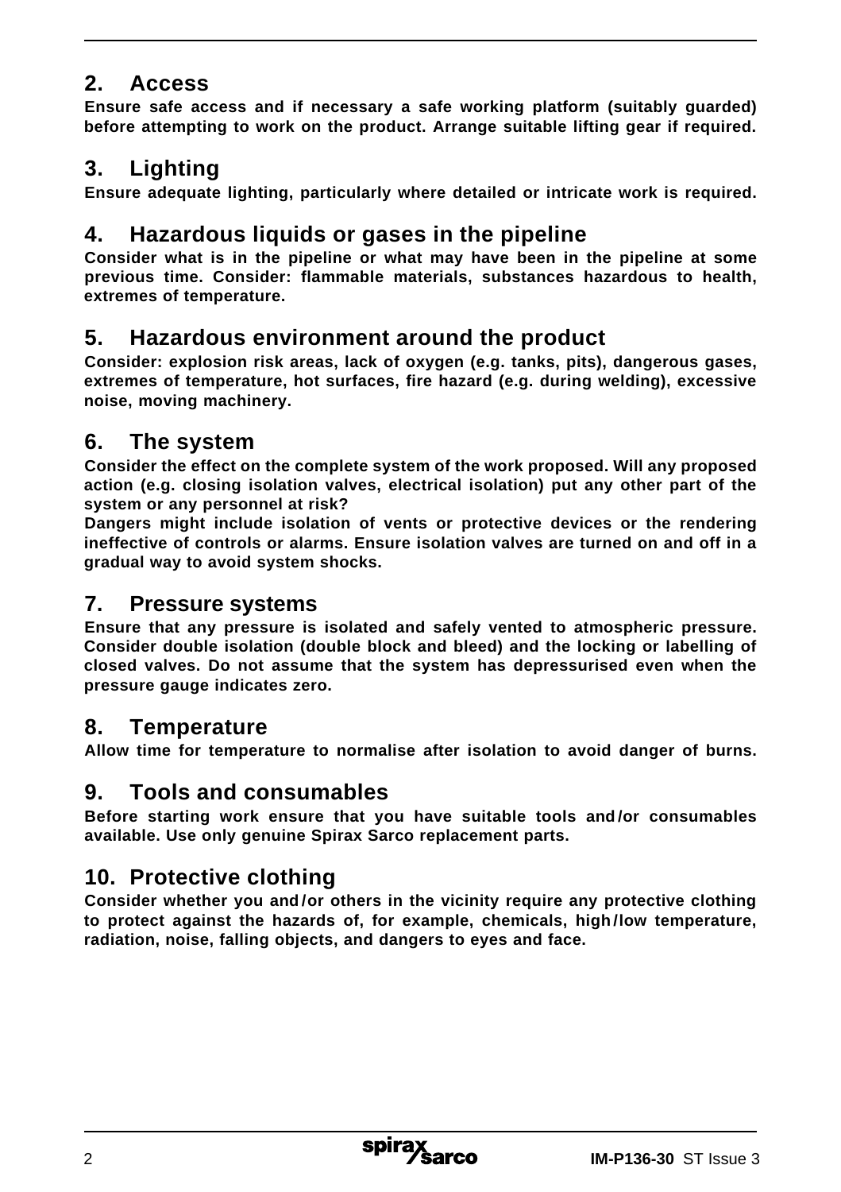## 2. Access

**Ensure safe access and if necessary a safe working platform (suitably guarded) before attempting to work on the product. Arrange suitable lifting gear if required.**

## 3. Lighting

**Ensure adequate lighting, particularly where detailed or intricate work is required.**

## 4. Hazardous liquids or gases in the pipeline

**Consider what is in the pipeline or what may have been in the pipeline at some previous time. Consider: flammable materials, substances hazardous to health, extremes of temperature.**

## 5. Hazardous environment around the product

**Consider: explosion risk areas, lack of oxygen (e.g. tanks, pits), dangerous gases, extremes of temperature, hot surfaces, fire hazard (e.g. during welding), excessive noise, moving machinery.**

## 6. The system

**Consider the effect on the complete system of the work proposed. Will any proposed action (e.g. closing isolation valves, electrical isolation) put any other part of the system or any personnel at risk?**

**Dangers might include isolation of vents or protective devices or the rendering ineffective of controls or alarms. Ensure isolation valves are turned on and off in a gradual way to avoid system shocks.**

## 7. Pressure systems

**Ensure that any pressure is isolated and safely vented to atmospheric pressure. Consider double isolation (double block and bleed) and the locking or labelling of closed valves. Do not assume that the system has depressurised even when the pressure gauge indicates zero.**

## 8. Temperature

**Allow time for temperature to normalise after isolation to avoid danger of burns.**

## 9. Tools and consumables

**Before starting work ensure that you have suitable tools and/or consumables available. Use only genuine Spirax Sarco replacement parts.**

## 10. Protective clothing

**Consider whether you and/or others in the vicinity require any protective clothing to protect against the hazards of, for example, chemicals, high/low temperature, radiation, noise, falling objects, and dangers to eyes and face.**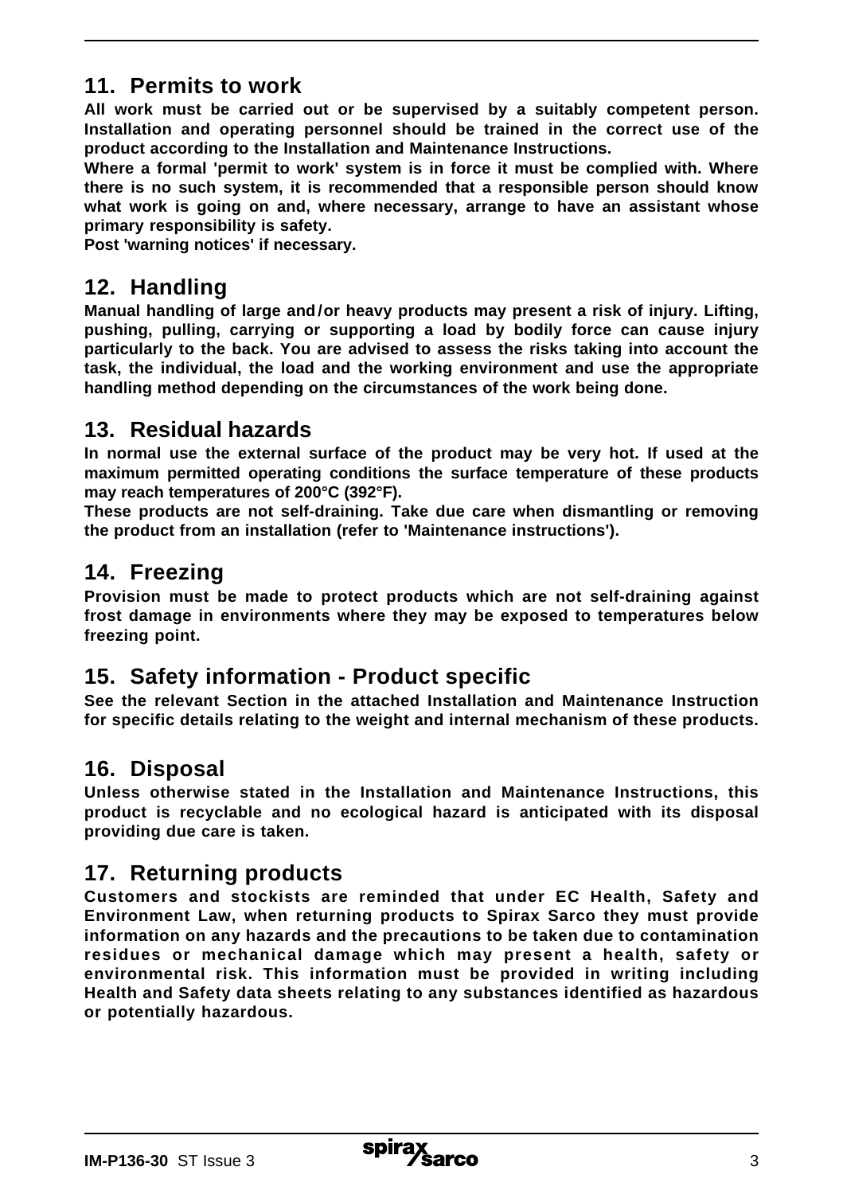## 11. Permits to work

**All work must be carried out or be supervised by a suitably competent person. Installation and operating personnel should be trained in the correct use of the product according to the Installation and Maintenance Instructions.**

**Where a formal 'permit to work' system is in force it must be complied with. Where there is no such system, it is recommended that a responsible person should know what work is going on and, where necessary, arrange to have an assistant whose primary responsibility is safety.**

**Post 'warning notices' if necessary.**

## 12. Handling

**Manual handling of large and/or heavy products may present a risk of injury. Lifting, pushing, pulling, carrying or supporting a load by bodily force can cause injury particularly to the back. You are advised to assess the risks taking into account the task, the individual, the load and the working environment and use the appropriate handling method depending on the circumstances of the work being done.**

## 13. Residual hazards

**In normal use the external surface of the product may be very hot. If used at the maximum permitted operating conditions the surface temperature of these products may reach temperatures of 200°C (392°F).**

**These products are not self-draining. Take due care when dismantling or removing the product from an installation (refer to 'Maintenance instructions').**

## 14. Freezing

**Provision must be made to protect products which are not self-draining against frost damage in environments where they may be exposed to temperatures below freezing point.**

## 15. Safety information - Product specific

**See the relevant Section in the attached Installation and Maintenance Instruction for specific details relating to the weight and internal mechanism of these products.**

## 16. Disposal

**Unless otherwise stated in the Installation and Maintenance Instructions, this product is recyclable and no ecological hazard is anticipated with its disposal providing due care is taken.**

## 17. Returning products

**Customers and stockists are reminded that under EC Health, Safety and Environment Law, when returning products to Spirax Sarco they must provide information on any hazards and the precautions to be taken due to contamination residues or mechanical damage which may present a health, safety or environmental risk. This information must be provided in writing including Health and Safety data sheets relating to any substances identified as hazardous or potentially hazardous.**